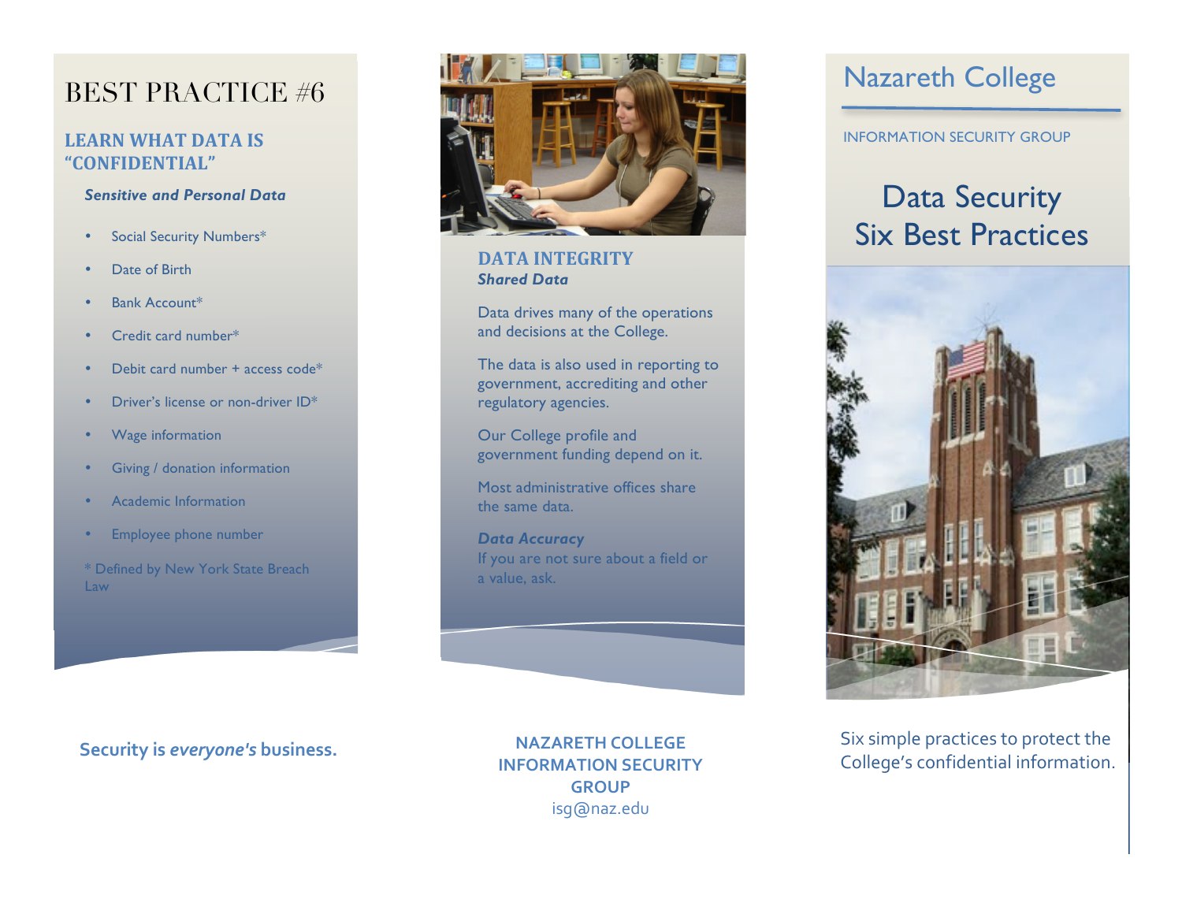# BEST PRACTICE #6

## LEARN WHAT DATA IS "CONFIDENTIAL"

***Sensitive and Personal Data***

- Social Security Numbers*
- Date of Birth
- Bank Account*
- Credit card number*
- Debit card number + access code*
- Driver's license or non-driver ID*
- Wage information
- Giving / donation information
- Academic Information
- Employee phone number

* Defined by New York State Breach Law

**Security is *everyone's* business.**

## DATA INTEGRITY

***Shared Data***

Data drives many of the operations and decisions at the College.

The data is also used in reporting to government, accrediting and other regulatory agencies.

Our College profile and government funding depend on it.

Most administrative offices share the same data.

***Data Accuracy***

If you are not sure about a field or a value, ask.

**NAZARETH COLLEGE INFORMATION SECURITY GROUP**

isg@naz.edu

# Nazareth College

INFORMATION SECURITY GROUP

# Data Security Six Best Practices

Six simple practices to protect the College's confidential information.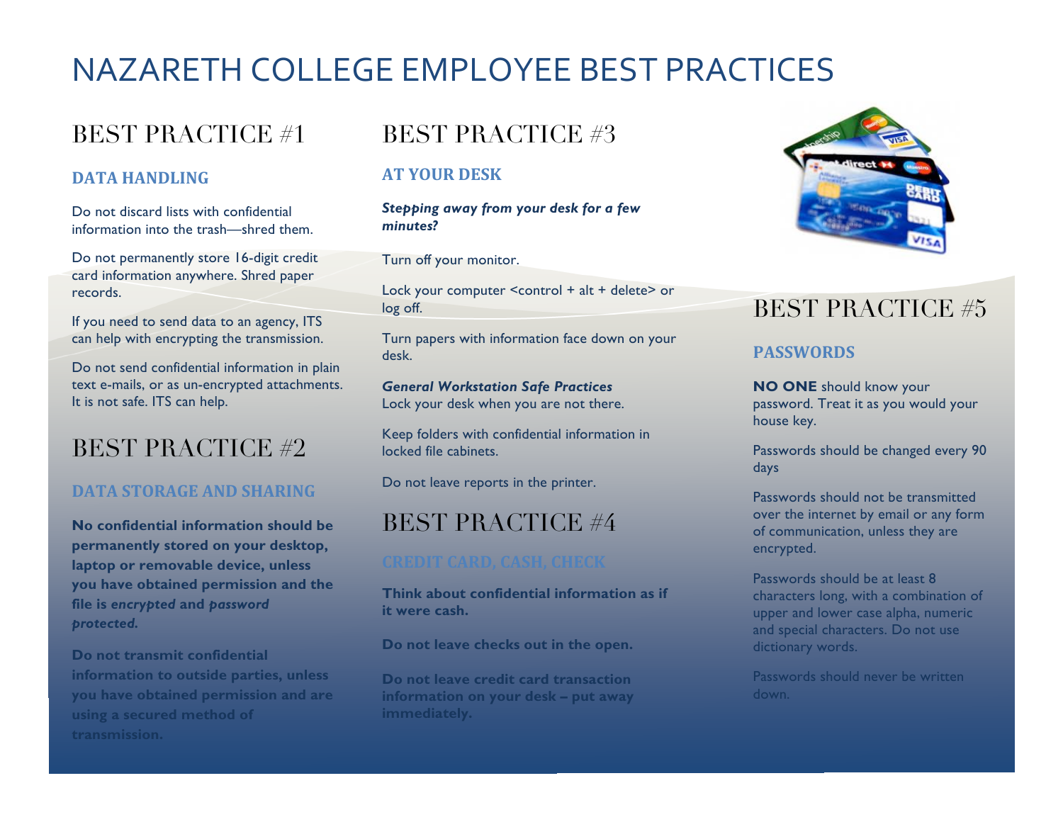# NAZARETH COLLEGE EMPLOYEE BEST PRACTICES

## BEST PRACTICE #1

### DATA HANDLING

Do not discard lists with confidential information into the trash—shred them.

Do not permanently store 16-digit credit card information anywhere. Shred paper records.

If you need to send data to an agency, ITS can help with encrypting the transmission.

Do not send confidential information in plain text e-mails, or as un-encrypted attachments. It is not safe. ITS can help.

## BEST PRACTICE #2

### DATA STORAGE AND SHARING

**No confidential information should be permanently stored on your desktop, laptop or removable device, unless you have obtained permission and the file is *encrypted* and *password protected.***

**Do not transmit confidential information to outside parties, unless you have obtained permission and are using a secured method of transmission.**

## BEST PRACTICE #3

### AT YOUR DESK

***Stepping away from your desk for a few minutes?***

Turn off your monitor.

Lock your computer <control + alt + delete> or log off.

Turn papers with information face down on your desk.

***General Workstation Safe Practices***
Lock your desk when you are not there.

Keep folders with confidential information in locked file cabinets.

Do not leave reports in the printer.

## BEST PRACTICE #4

### CREDIT CARD, CASH, CHECK

**Think about confidential information as if it were cash.**

**Do not leave checks out in the open.**

**Do not leave credit card transaction information on your desk – put away immediately.**

## BEST PRACTICE #5

### PASSWORDS

**NO ONE** should know your password. Treat it as you would your house key.

Passwords should be changed every 90 days

Passwords should not be transmitted over the internet by email or any form of communication, unless they are encrypted.

Passwords should be at least 8 characters long, with a combination of upper and lower case alpha, numeric and special characters. Do not use dictionary words.

Passwords should never be written down.